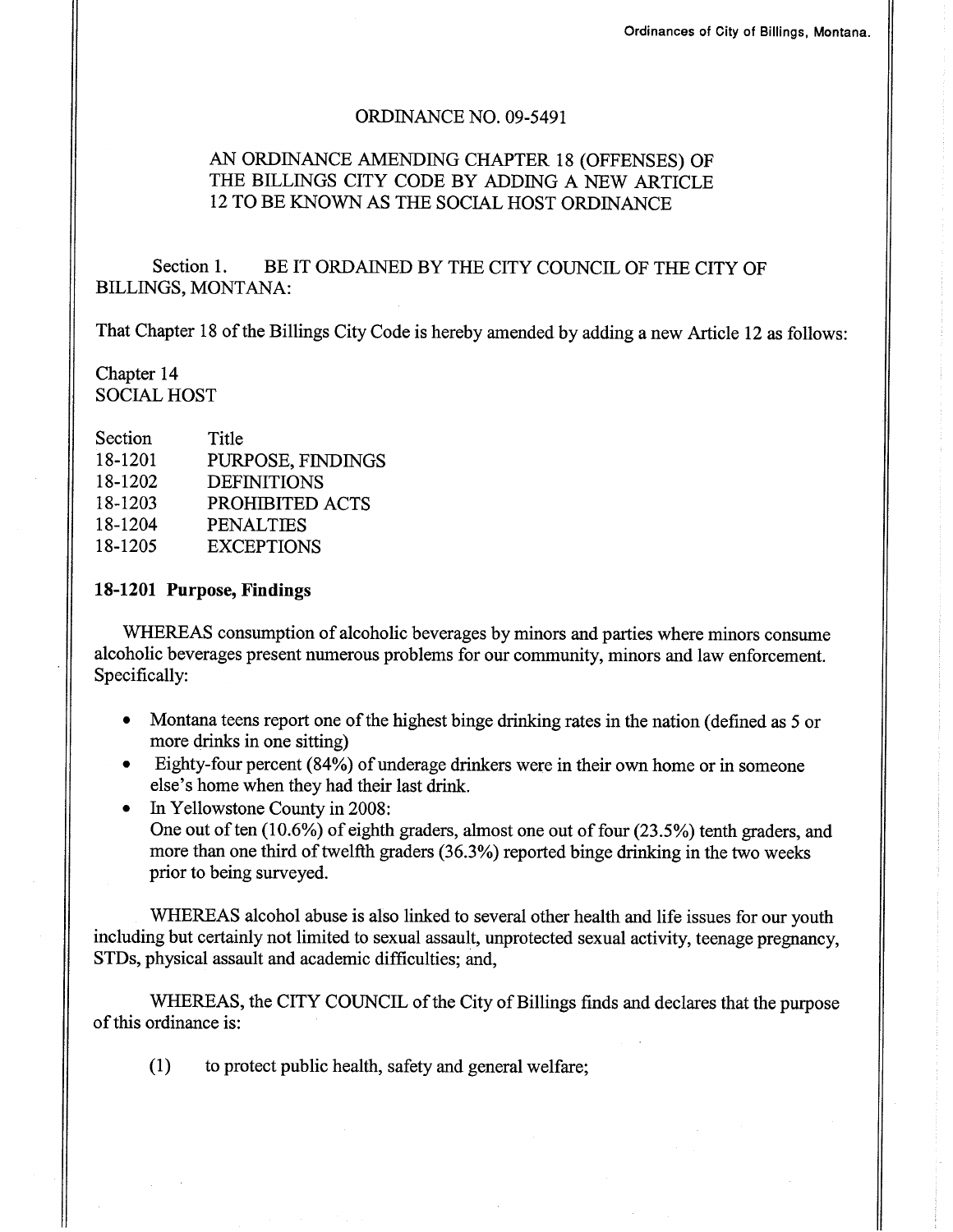ORDINANCE NO. 09-5491

AN ORDINANCE AMENDING CHAPTER 18 (OFFENSES) OF THE BILLINGS CITY CODE BY ADDING A NEW ARTICLE 12 TO BE KNOWN AS THE SOCIAL HOST ORDINANCE

Section 1. BE IT ORDAINED BY THE CITY COUNCIL OF THE CITY OF BILLINGS, MONTANA:

That Chapter 18 of the Billings City Code is hereby amended by adding a new Article 12 as follows:

Chapter 14
SOCIAL HOST

| Section | Title |
|---|---|
| 18-1201 | PURPOSE, FINDINGS |
| 18-1202 | DEFINITIONS |
| 18-1203 | PROHIBITED ACTS |
| 18-1204 | PENALTIES |
| 18-1205 | EXCEPTIONS |

**18-1201 Purpose, Findings**

WHEREAS consumption of alcoholic beverages by minors and parties where minors consume alcoholic beverages present numerous problems for our community, minors and law enforcement. Specifically:

- Montana teens report one of the highest binge drinking rates in the nation (defined as 5 or more drinks in one sitting)
- Eighty-four percent (84%) of underage drinkers were in their own home or in someone else's home when they had their last drink.
- In Yellowstone County in 2008:
  One out of ten (10.6%) of eighth graders, almost one out of four (23.5%) tenth graders, and more than one third of twelfth graders (36.3%) reported binge drinking in the two weeks prior to being surveyed.

WHEREAS alcohol abuse is also linked to several other health and life issues for our youth including but certainly not limited to sexual assault, unprotected sexual activity, teenage pregnancy, STDs, physical assault and academic difficulties; and,

WHEREAS, the CITY COUNCIL of the City of Billings finds and declares that the purpose of this ordinance is:

(1) to protect public health, safety and general welfare;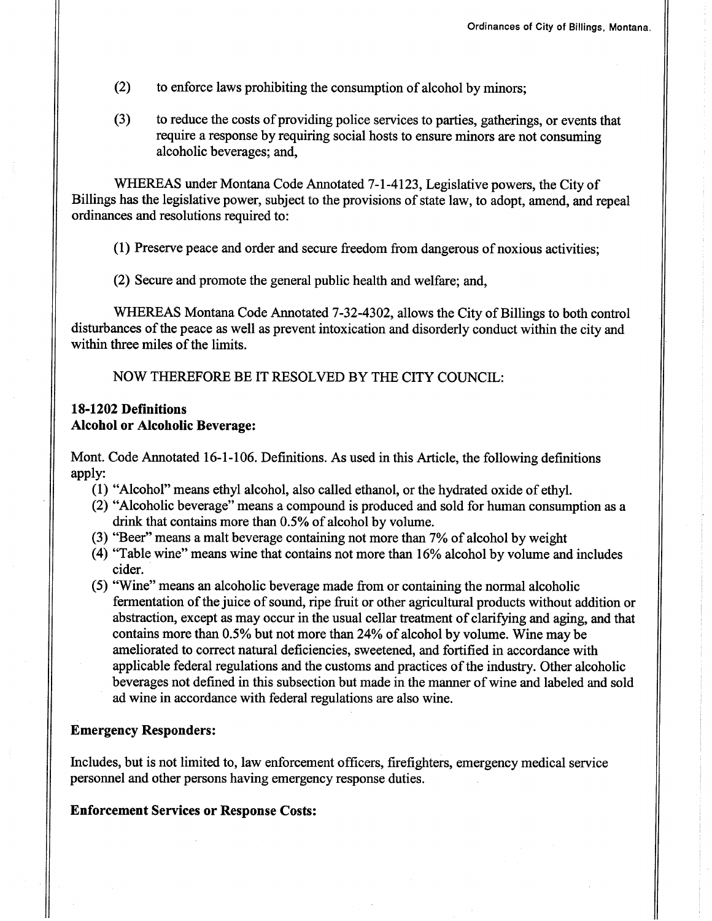(2) to enforce laws prohibiting the consumption of alcohol by minors;

(3) to reduce the costs of providing police services to parties, gatherings, or events that require a response by requiring social hosts to ensure minors are not consuming alcoholic beverages; and,

WHEREAS under Montana Code Annotated 7-1-4123, Legislative powers, the City of Billings has the legislative power, subject to the provisions of state law, to adopt, amend, and repeal ordinances and resolutions required to:

(1) Preserve peace and order and secure freedom from dangerous of noxious activities;

(2) Secure and promote the general public health and welfare; and,

WHEREAS Montana Code Annotated 7-32-4302, allows the City of Billings to both control disturbances of the peace as well as prevent intoxication and disorderly conduct within the city and within three miles of the limits.

NOW THEREFORE BE IT RESOLVED BY THE CITY COUNCIL:

**18-1202 Definitions**
**Alcohol or Alcoholic Beverage:**

Mont. Code Annotated 16-1-106. Definitions. As used in this Article, the following definitions apply:

(1) "Alcohol" means ethyl alcohol, also called ethanol, or the hydrated oxide of ethyl.
(2) "Alcoholic beverage" means a compound is produced and sold for human consumption as a drink that contains more than 0.5% of alcohol by volume.
(3) "Beer" means a malt beverage containing not more than 7% of alcohol by weight
(4) "Table wine" means wine that contains not more than 16% alcohol by volume and includes cider.
(5) "Wine" means an alcoholic beverage made from or containing the normal alcoholic fermentation of the juice of sound, ripe fruit or other agricultural products without addition or abstraction, except as may occur in the usual cellar treatment of clarifying and aging, and that contains more than 0.5% but not more than 24% of alcohol by volume. Wine may be ameliorated to correct natural deficiencies, sweetened, and fortified in accordance with applicable federal regulations and the customs and practices of the industry. Other alcoholic beverages not defined in this subsection but made in the manner of wine and labeled and sold ad wine in accordance with federal regulations are also wine.

**Emergency Responders:**

Includes, but is not limited to, law enforcement officers, firefighters, emergency medical service personnel and other persons having emergency response duties.

**Enforcement Services or Response Costs:**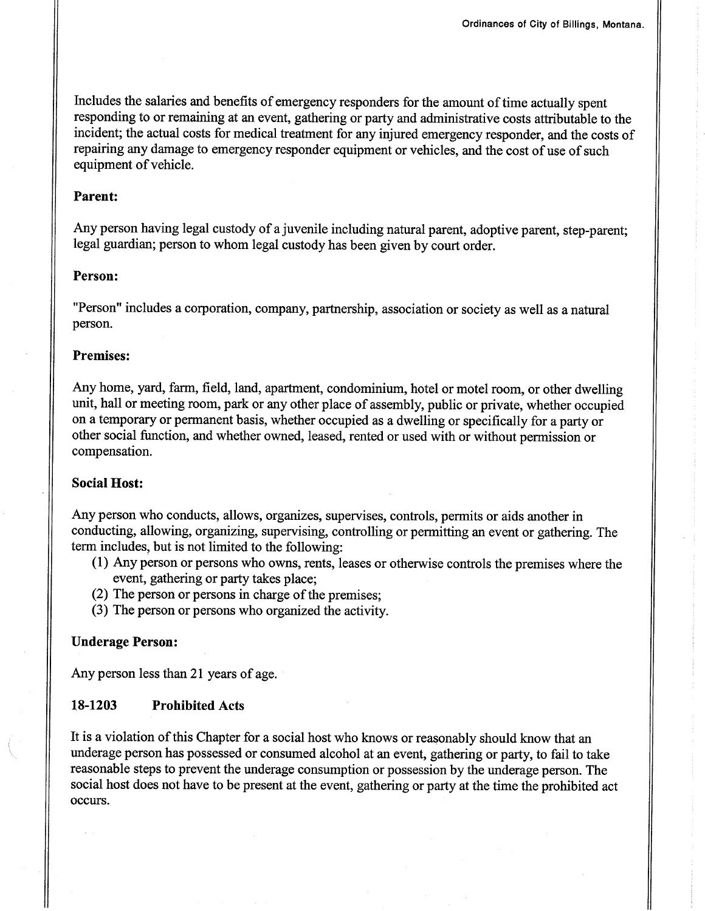Includes the salaries and benefits of emergency responders for the amount of time actually spent responding to or remaining at an event, gathering or party and administrative costs attributable to the incident; the actual costs for medical treatment for any injured emergency responder, and the costs of repairing any damage to emergency responder equipment or vehicles, and the cost of use of such equipment of vehicle.

**Parent:**

Any person having legal custody of a juvenile including natural parent, adoptive parent, step-parent; legal guardian; person to whom legal custody has been given by court order.

**Person:**

"Person" includes a corporation, company, partnership, association or society as well as a natural person.

**Premises:**

Any home, yard, farm, field, land, apartment, condominium, hotel or motel room, or other dwelling unit, hall or meeting room, park or any other place of assembly, public or private, whether occupied on a temporary or permanent basis, whether occupied as a dwelling or specifically for a party or other social function, and whether owned, leased, rented or used with or without permission or compensation.

**Social Host:**

Any person who conducts, allows, organizes, supervises, controls, permits or aids another in conducting, allowing, organizing, supervising, controlling or permitting an event or gathering. The term includes, but is not limited to the following:

(1) Any person or persons who owns, rents, leases or otherwise controls the premises where the event, gathering or party takes place;
(2) The person or persons in charge of the premises;
(3) The person or persons who organized the activity.

**Underage Person:**

Any person less than 21 years of age.

**18-1203 Prohibited Acts**

It is a violation of this Chapter for a social host who knows or reasonably should know that an underage person has possessed or consumed alcohol at an event, gathering or party, to fail to take reasonable steps to prevent the underage consumption or possession by the underage person. The social host does not have to be present at the event, gathering or party at the time the prohibited act occurs.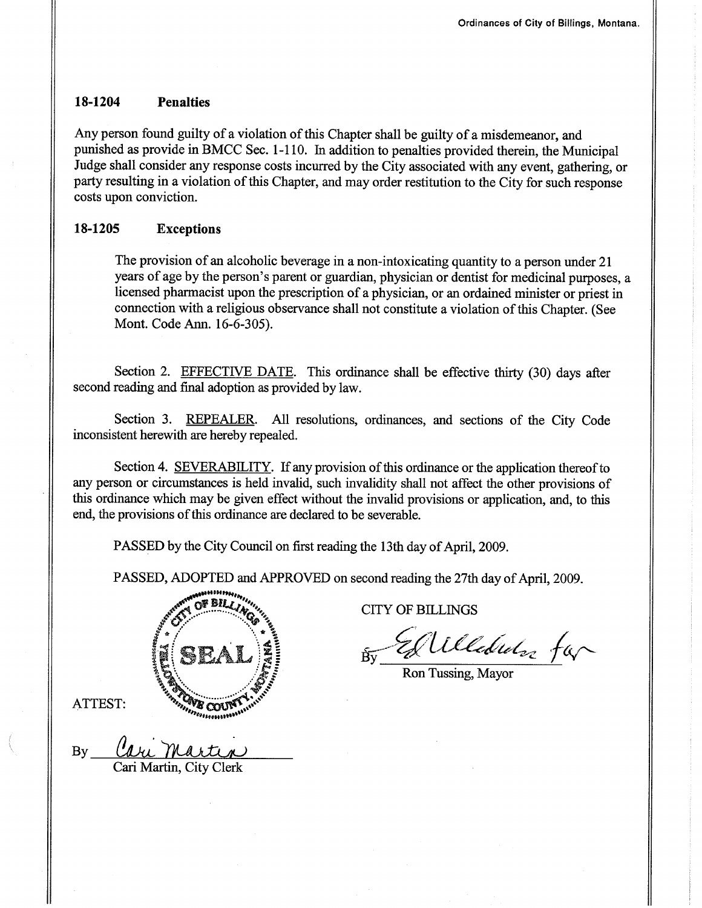### 18-1204 Penalties

Any person found guilty of a violation of this Chapter shall be guilty of a misdemeanor, and punished as provide in BMCC Sec. 1-110. In addition to penalties provided therein, the Municipal Judge shall consider any response costs incurred by the City associated with any event, gathering, or party resulting in a violation of this Chapter, and may order restitution to the City for such response costs upon conviction.

### 18-1205 Exceptions

The provision of an alcoholic beverage in a non-intoxicating quantity to a person under 21 years of age by the person's parent or guardian, physician or dentist for medicinal purposes, a licensed pharmacist upon the prescription of a physician, or an ordained minister or priest in connection with a religious observance shall not constitute a violation of this Chapter. (See Mont. Code Ann. 16-6-305).

Section 2. EFFECTIVE DATE. This ordinance shall be effective thirty (30) days after second reading and final adoption as provided by law.

Section 3. REPEALER. All resolutions, ordinances, and sections of the City Code inconsistent herewith are hereby repealed.

Section 4. SEVERABILITY. If any provision of this ordinance or the application thereof to any person or circumstances is held invalid, such invalidity shall not affect the other provisions of this ordinance which may be given effect without the invalid provisions or application, and, to this end, the provisions of this ordinance are declared to be severable.

PASSED by the City Council on first reading the 13th day of April, 2009.

PASSED, ADOPTED and APPROVED on second reading the 27th day of April, 2009.

CITY OF BILLINGS

By Ed Ulledalen for

Ron Tussing, Mayor

SEAL — CITY OF BILLINGS, YELLOWSTONE COUNTY, MONTANA

ATTEST:

By Cari Martin

Cari Martin, City Clerk